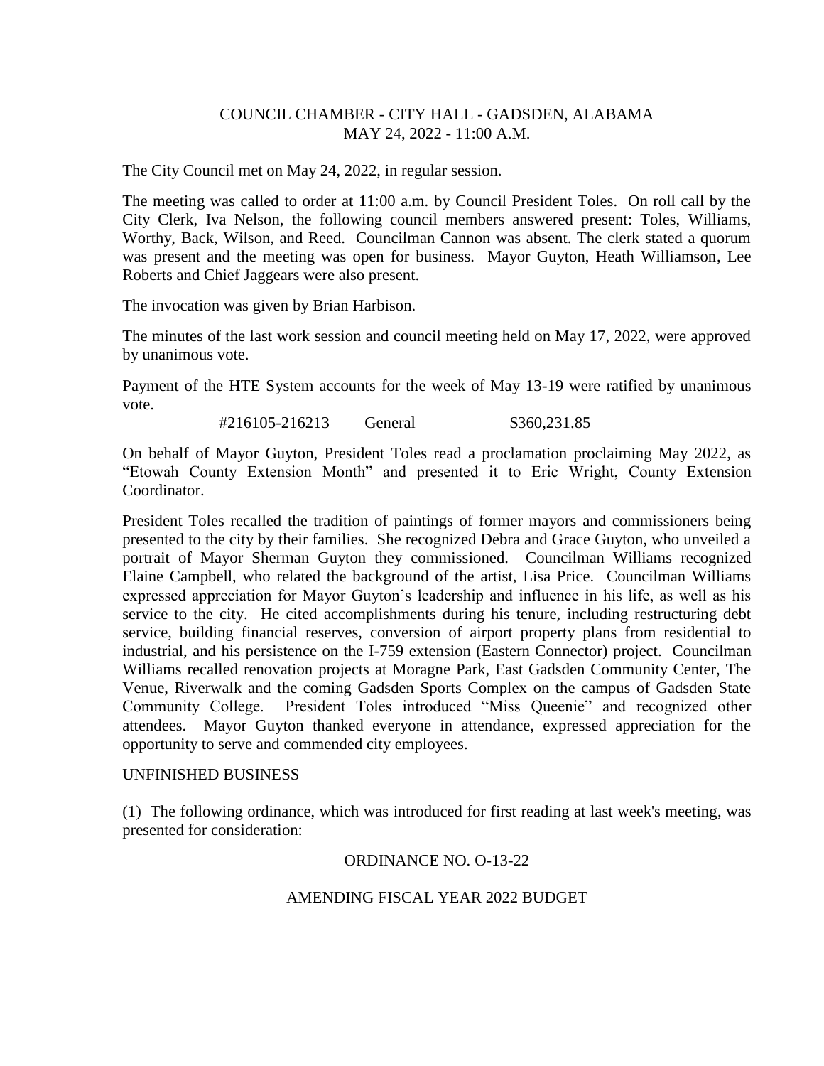COUNCIL CHAMBER - CITY HALL - GADSDEN, ALABAMA
MAY 24, 2022 - 11:00 A.M.

The City Council met on May 24, 2022, in regular session.

The meeting was called to order at 11:00 a.m. by Council President Toles. On roll call by the City Clerk, Iva Nelson, the following council members answered present: Toles, Williams, Worthy, Back, Wilson, and Reed. Councilman Cannon was absent. The clerk stated a quorum was present and the meeting was open for business. Mayor Guyton, Heath Williamson, Lee Roberts and Chief Jaggears were also present.

The invocation was given by Brian Harbison.

The minutes of the last work session and council meeting held on May 17, 2022, were approved by unanimous vote.

Payment of the HTE System accounts for the week of May 13-19 were ratified by unanimous vote.

#216105-216213 General $360,231.85

On behalf of Mayor Guyton, President Toles read a proclamation proclaiming May 2022, as "Etowah County Extension Month" and presented it to Eric Wright, County Extension Coordinator.

President Toles recalled the tradition of paintings of former mayors and commissioners being presented to the city by their families. She recognized Debra and Grace Guyton, who unveiled a portrait of Mayor Sherman Guyton they commissioned. Councilman Williams recognized Elaine Campbell, who related the background of the artist, Lisa Price. Councilman Williams expressed appreciation for Mayor Guyton's leadership and influence in his life, as well as his service to the city. He cited accomplishments during his tenure, including restructuring debt service, building financial reserves, conversion of airport property plans from residential to industrial, and his persistence on the I-759 extension (Eastern Connector) project. Councilman Williams recalled renovation projects at Moragne Park, East Gadsden Community Center, The Venue, Riverwalk and the coming Gadsden Sports Complex on the campus of Gadsden State Community College. President Toles introduced "Miss Queenie" and recognized other attendees. Mayor Guyton thanked everyone in attendance, expressed appreciation for the opportunity to serve and commended city employees.

UNFINISHED BUSINESS

(1) The following ordinance, which was introduced for first reading at last week's meeting, was presented for consideration:

ORDINANCE NO. O-13-22

AMENDING FISCAL YEAR 2022 BUDGET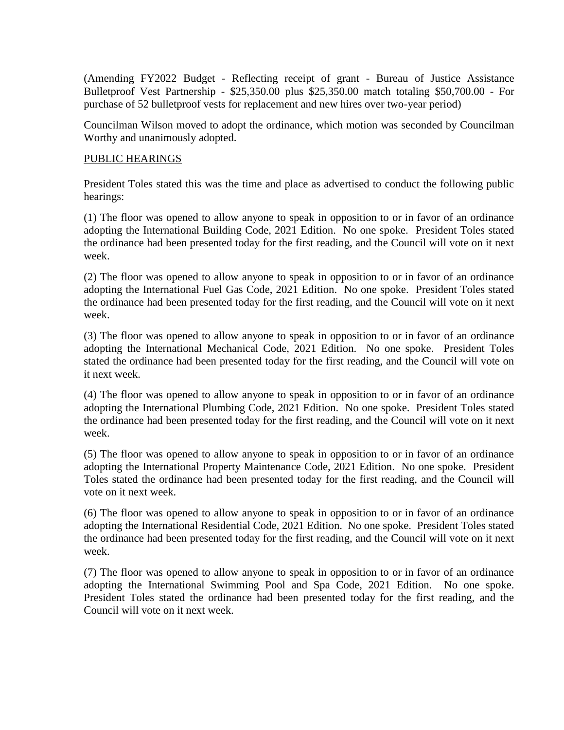(Amending FY2022 Budget - Reflecting receipt of grant - Bureau of Justice Assistance Bulletproof Vest Partnership - $25,350.00 plus $25,350.00 match totaling $50,700.00 - For purchase of 52 bulletproof vests for replacement and new hires over two-year period)

Councilman Wilson moved to adopt the ordinance, which motion was seconded by Councilman Worthy and unanimously adopted.

PUBLIC HEARINGS

President Toles stated this was the time and place as advertised to conduct the following public hearings:

(1) The floor was opened to allow anyone to speak in opposition to or in favor of an ordinance adopting the International Building Code, 2021 Edition. No one spoke. President Toles stated the ordinance had been presented today for the first reading, and the Council will vote on it next week.

(2) The floor was opened to allow anyone to speak in opposition to or in favor of an ordinance adopting the International Fuel Gas Code, 2021 Edition. No one spoke. President Toles stated the ordinance had been presented today for the first reading, and the Council will vote on it next week.

(3) The floor was opened to allow anyone to speak in opposition to or in favor of an ordinance adopting the International Mechanical Code, 2021 Edition. No one spoke. President Toles stated the ordinance had been presented today for the first reading, and the Council will vote on it next week.

(4) The floor was opened to allow anyone to speak in opposition to or in favor of an ordinance adopting the International Plumbing Code, 2021 Edition. No one spoke. President Toles stated the ordinance had been presented today for the first reading, and the Council will vote on it next week.

(5) The floor was opened to allow anyone to speak in opposition to or in favor of an ordinance adopting the International Property Maintenance Code, 2021 Edition. No one spoke. President Toles stated the ordinance had been presented today for the first reading, and the Council will vote on it next week.

(6) The floor was opened to allow anyone to speak in opposition to or in favor of an ordinance adopting the International Residential Code, 2021 Edition. No one spoke. President Toles stated the ordinance had been presented today for the first reading, and the Council will vote on it next week.

(7) The floor was opened to allow anyone to speak in opposition to or in favor of an ordinance adopting the International Swimming Pool and Spa Code, 2021 Edition. No one spoke. President Toles stated the ordinance had been presented today for the first reading, and the Council will vote on it next week.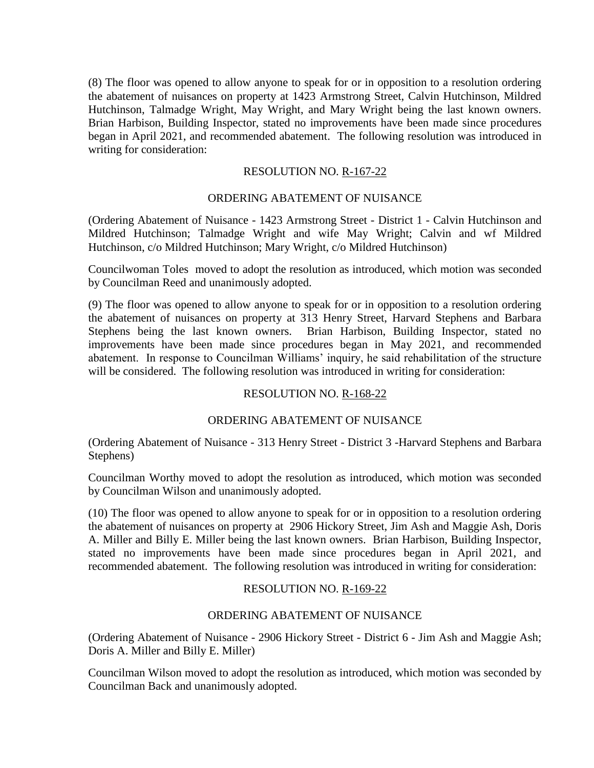(8) The floor was opened to allow anyone to speak for or in opposition to a resolution ordering the abatement of nuisances on property at 1423 Armstrong Street, Calvin Hutchinson, Mildred Hutchinson, Talmadge Wright, May Wright, and Mary Wright being the last known owners. Brian Harbison, Building Inspector, stated no improvements have been made since procedures began in April 2021, and recommended abatement. The following resolution was introduced in writing for consideration:

RESOLUTION NO. R-167-22

ORDERING ABATEMENT OF NUISANCE

(Ordering Abatement of Nuisance - 1423 Armstrong Street - District 1 - Calvin Hutchinson and Mildred Hutchinson; Talmadge Wright and wife May Wright; Calvin and wf Mildred Hutchinson, c/o Mildred Hutchinson; Mary Wright, c/o Mildred Hutchinson)

Councilwoman Toles moved to adopt the resolution as introduced, which motion was seconded by Councilman Reed and unanimously adopted.

(9) The floor was opened to allow anyone to speak for or in opposition to a resolution ordering the abatement of nuisances on property at 313 Henry Street, Harvard Stephens and Barbara Stephens being the last known owners. Brian Harbison, Building Inspector, stated no improvements have been made since procedures began in May 2021, and recommended abatement. In response to Councilman Williams' inquiry, he said rehabilitation of the structure will be considered. The following resolution was introduced in writing for consideration:

RESOLUTION NO. R-168-22

ORDERING ABATEMENT OF NUISANCE

(Ordering Abatement of Nuisance - 313 Henry Street - District 3 -Harvard Stephens and Barbara Stephens)

Councilman Worthy moved to adopt the resolution as introduced, which motion was seconded by Councilman Wilson and unanimously adopted.

(10) The floor was opened to allow anyone to speak for or in opposition to a resolution ordering the abatement of nuisances on property at 2906 Hickory Street, Jim Ash and Maggie Ash, Doris A. Miller and Billy E. Miller being the last known owners. Brian Harbison, Building Inspector, stated no improvements have been made since procedures began in April 2021, and recommended abatement. The following resolution was introduced in writing for consideration:

RESOLUTION NO. R-169-22

ORDERING ABATEMENT OF NUISANCE

(Ordering Abatement of Nuisance - 2906 Hickory Street - District 6 - Jim Ash and Maggie Ash; Doris A. Miller and Billy E. Miller)

Councilman Wilson moved to adopt the resolution as introduced, which motion was seconded by Councilman Back and unanimously adopted.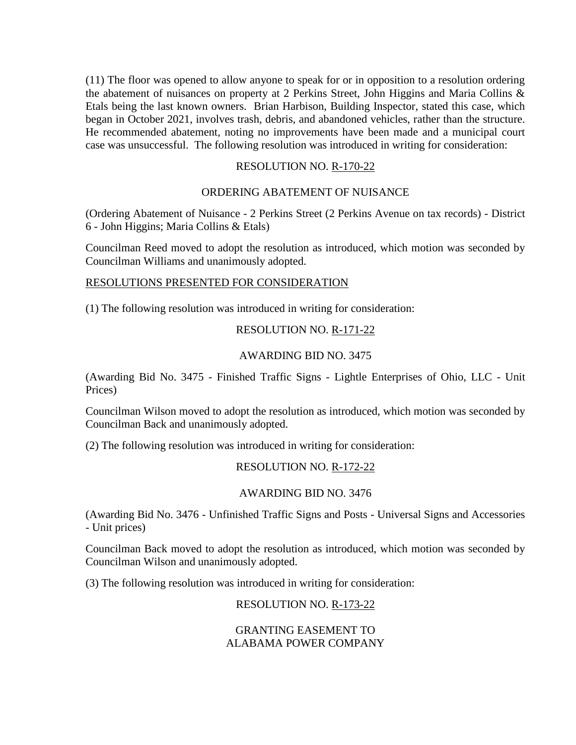(11) The floor was opened to allow anyone to speak for or in opposition to a resolution ordering the abatement of nuisances on property at 2 Perkins Street, John Higgins and Maria Collins & Etals being the last known owners. Brian Harbison, Building Inspector, stated this case, which began in October 2021, involves trash, debris, and abandoned vehicles, rather than the structure. He recommended abatement, noting no improvements have been made and a municipal court case was unsuccessful. The following resolution was introduced in writing for consideration:

RESOLUTION NO. R-170-22

ORDERING ABATEMENT OF NUISANCE

(Ordering Abatement of Nuisance - 2 Perkins Street (2 Perkins Avenue on tax records) - District 6 - John Higgins; Maria Collins & Etals)

Councilman Reed moved to adopt the resolution as introduced, which motion was seconded by Councilman Williams and unanimously adopted.

RESOLUTIONS PRESENTED FOR CONSIDERATION

(1) The following resolution was introduced in writing for consideration:

RESOLUTION NO. R-171-22

AWARDING BID NO. 3475

(Awarding Bid No. 3475 - Finished Traffic Signs - Lightle Enterprises of Ohio, LLC - Unit Prices)

Councilman Wilson moved to adopt the resolution as introduced, which motion was seconded by Councilman Back and unanimously adopted.

(2) The following resolution was introduced in writing for consideration:

RESOLUTION NO. R-172-22

AWARDING BID NO. 3476

(Awarding Bid No. 3476 - Unfinished Traffic Signs and Posts - Universal Signs and Accessories - Unit prices)

Councilman Back moved to adopt the resolution as introduced, which motion was seconded by Councilman Wilson and unanimously adopted.

(3) The following resolution was introduced in writing for consideration:

RESOLUTION NO. R-173-22

GRANTING EASEMENT TO
ALABAMA POWER COMPANY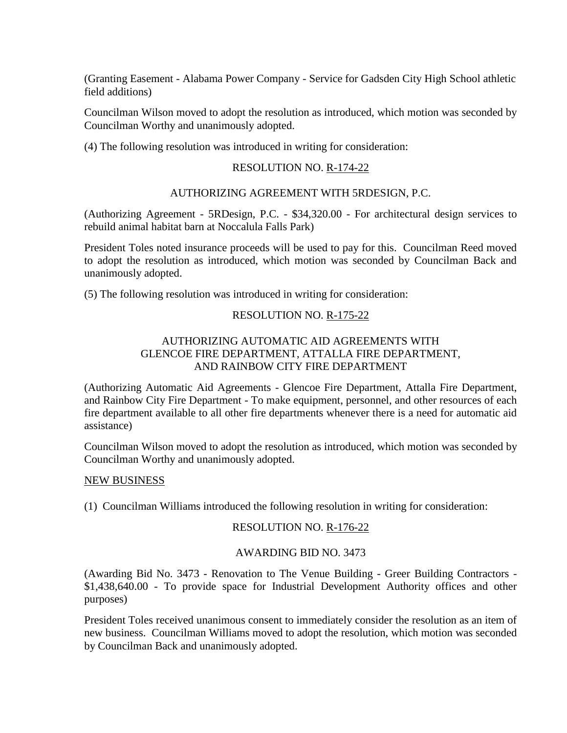(Granting Easement - Alabama Power Company - Service for Gadsden City High School athletic field additions)

Councilman Wilson moved to adopt the resolution as introduced, which motion was seconded by Councilman Worthy and unanimously adopted.

(4) The following resolution was introduced in writing for consideration:

RESOLUTION NO. R-174-22

AUTHORIZING AGREEMENT WITH 5RDESIGN, P.C.

(Authorizing Agreement - 5RDesign, P.C. - $34,320.00 - For architectural design services to rebuild animal habitat barn at Noccalula Falls Park)

President Toles noted insurance proceeds will be used to pay for this. Councilman Reed moved to adopt the resolution as introduced, which motion was seconded by Councilman Back and unanimously adopted.

(5) The following resolution was introduced in writing for consideration:

RESOLUTION NO. R-175-22

AUTHORIZING AUTOMATIC AID AGREEMENTS WITH GLENCOE FIRE DEPARTMENT, ATTALLA FIRE DEPARTMENT, AND RAINBOW CITY FIRE DEPARTMENT

(Authorizing Automatic Aid Agreements - Glencoe Fire Department, Attalla Fire Department, and Rainbow City Fire Department - To make equipment, personnel, and other resources of each fire department available to all other fire departments whenever there is a need for automatic aid assistance)

Councilman Wilson moved to adopt the resolution as introduced, which motion was seconded by Councilman Worthy and unanimously adopted.

NEW BUSINESS

(1) Councilman Williams introduced the following resolution in writing for consideration:

RESOLUTION NO. R-176-22

AWARDING BID NO. 3473

(Awarding Bid No. 3473 - Renovation to The Venue Building - Greer Building Contractors - $1,438,640.00 - To provide space for Industrial Development Authority offices and other purposes)

President Toles received unanimous consent to immediately consider the resolution as an item of new business. Councilman Williams moved to adopt the resolution, which motion was seconded by Councilman Back and unanimously adopted.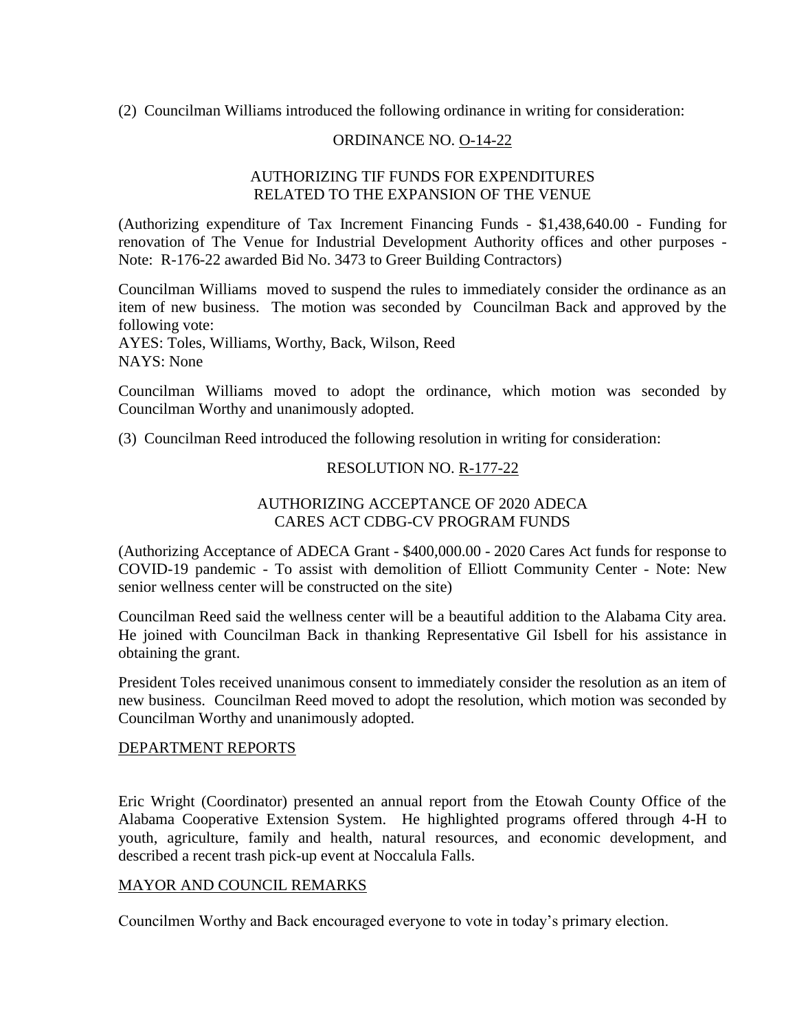(2) Councilman Williams introduced the following ordinance in writing for consideration:

ORDINANCE NO. O-14-22

AUTHORIZING TIF FUNDS FOR EXPENDITURES RELATED TO THE EXPANSION OF THE VENUE

(Authorizing expenditure of Tax Increment Financing Funds - $1,438,640.00 - Funding for renovation of The Venue for Industrial Development Authority offices and other purposes - Note: R-176-22 awarded Bid No. 3473 to Greer Building Contractors)

Councilman Williams moved to suspend the rules to immediately consider the ordinance as an item of new business. The motion was seconded by Councilman Back and approved by the following vote:
AYES: Toles, Williams, Worthy, Back, Wilson, Reed
NAYS: None

Councilman Williams moved to adopt the ordinance, which motion was seconded by Councilman Worthy and unanimously adopted.

(3) Councilman Reed introduced the following resolution in writing for consideration:

RESOLUTION NO. R-177-22

AUTHORIZING ACCEPTANCE OF 2020 ADECA CARES ACT CDBG-CV PROGRAM FUNDS

(Authorizing Acceptance of ADECA Grant - $400,000.00 - 2020 Cares Act funds for response to COVID-19 pandemic - To assist with demolition of Elliott Community Center - Note: New senior wellness center will be constructed on the site)

Councilman Reed said the wellness center will be a beautiful addition to the Alabama City area. He joined with Councilman Back in thanking Representative Gil Isbell for his assistance in obtaining the grant.

President Toles received unanimous consent to immediately consider the resolution as an item of new business. Councilman Reed moved to adopt the resolution, which motion was seconded by Councilman Worthy and unanimously adopted.

## DEPARTMENT REPORTS

Eric Wright (Coordinator) presented an annual report from the Etowah County Office of the Alabama Cooperative Extension System. He highlighted programs offered through 4-H to youth, agriculture, family and health, natural resources, and economic development, and described a recent trash pick-up event at Noccalula Falls.

## MAYOR AND COUNCIL REMARKS

Councilmen Worthy and Back encouraged everyone to vote in today's primary election.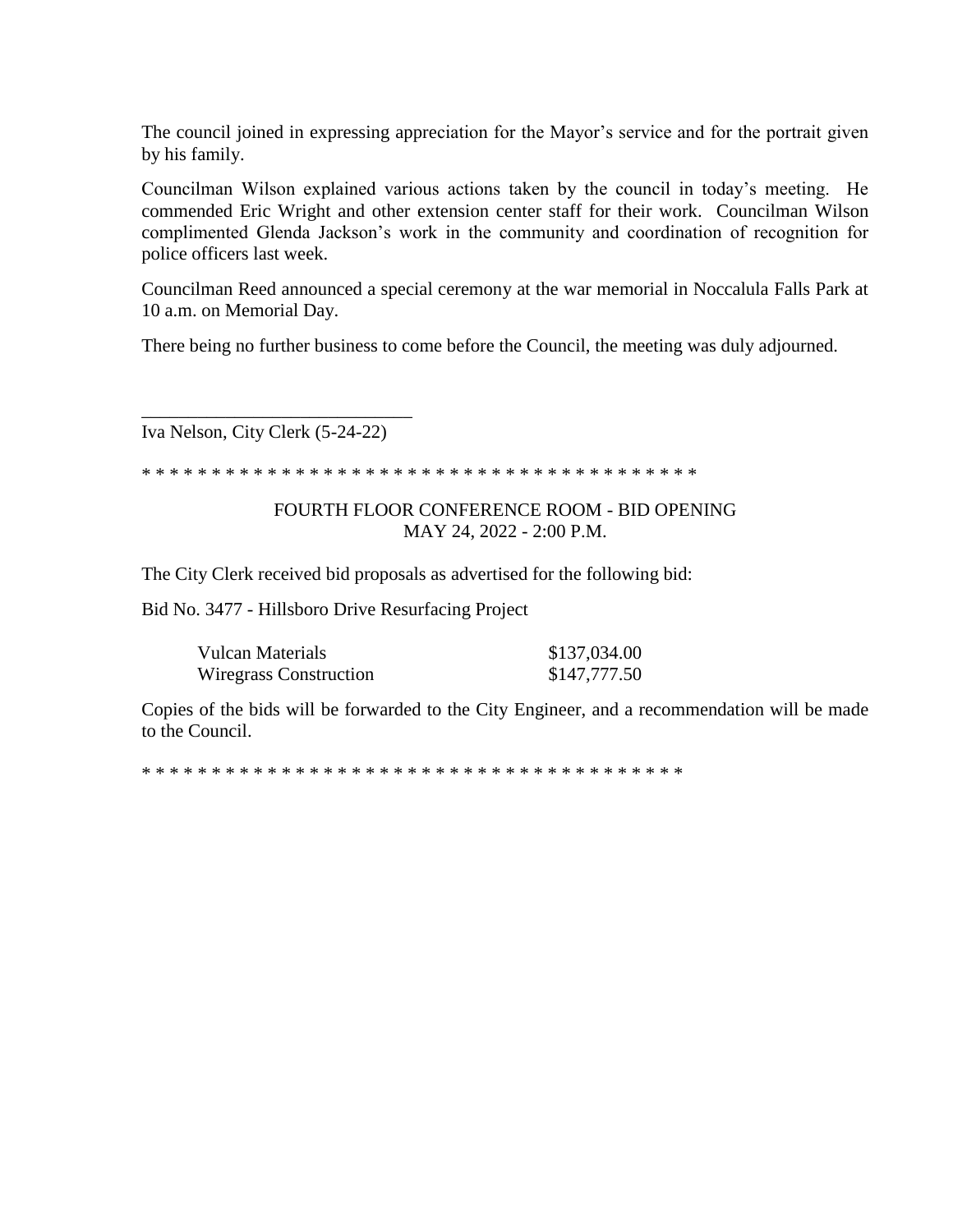The council joined in expressing appreciation for the Mayor's service and for the portrait given by his family.

Councilman Wilson explained various actions taken by the council in today's meeting. He commended Eric Wright and other extension center staff for their work. Councilman Wilson complimented Glenda Jackson's work in the community and coordination of recognition for police officers last week.

Councilman Reed announced a special ceremony at the war memorial in Noccalula Falls Park at 10 a.m. on Memorial Day.

There being no further business to come before the Council, the meeting was duly adjourned.

_____________________________

Iva Nelson, City Clerk (5-24-22)

* * * * * * * * * * * * * * * * * * * * * * * * * * * * * * * * * * * * * * * *

FOURTH FLOOR CONFERENCE ROOM - BID OPENING
MAY 24, 2022 - 2:00 P.M.

The City Clerk received bid proposals as advertised for the following bid:

Bid No. 3477 - Hillsboro Drive Resurfacing Project

| | |
|---|---|
| Vulcan Materials | \$137,034.00 |
| Wiregrass Construction | \$147,777.50 |

Copies of the bids will be forwarded to the City Engineer, and a recommendation will be made to the Council.

* * * * * * * * * * * * * * * * * * * * * * * * * * * * * * * * * * * * * * *